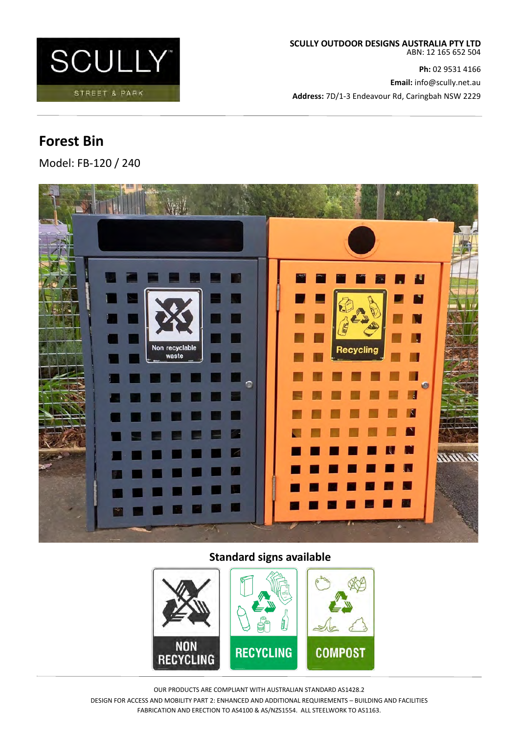SCULLY

STREET & PARK

**SCULLY OUTDOOR DESIGNS AUSTRALIA PTY LTD**
ABN: 12 165 652 504

**Ph:** 02 9531 4166

**Email:** info@scully.net.au

**Address:** 7D/1-3 Endeavour Rd, Caringbah NSW 2229

# Forest Bin

Model: FB-120 / 240

## Standard signs available

NON RECYCLING

RECYCLING

COMPOST

OUR PRODUCTS ARE COMPLIANT WITH AUSTRALIAN STANDARD AS1428.2
DESIGN FOR ACCESS AND MOBILITY PART 2: ENHANCED AND ADDITIONAL REQUIREMENTS – BUILDING AND FACILITIES
FABRICATION AND ERECTION TO AS4100 & AS/NZS1554. ALL STEELWORK TO AS1163.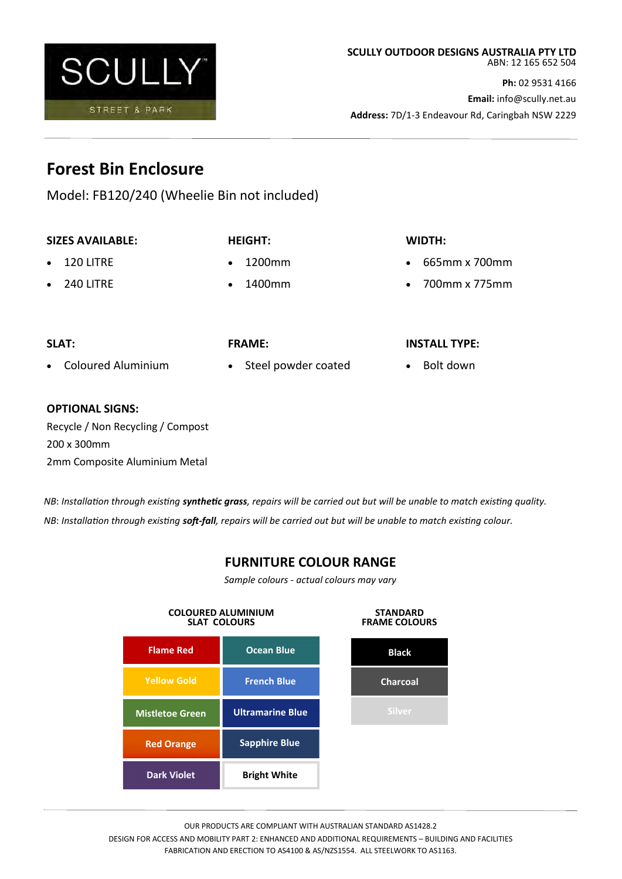SCULLY OUTDOOR DESIGNS AUSTRALIA PTY LTD
ABN: 12 165 652 504

**Ph:** 02 9531 4166
**Email:** info@scully.net.au
**Address:** 7D/1-3 Endeavour Rd, Caringbah NSW 2229

# Forest Bin Enclosure

Model: FB120/240 (Wheelie Bin not included)

**SIZES AVAILABLE:**
- 120 LITRE
- 240 LITRE

**HEIGHT:**
- 1200mm
- 1400mm

**WIDTH:**
- 665mm x 700mm
- 700mm x 775mm

**SLAT:**
- Coloured Aluminium

**FRAME:**
- Steel powder coated

**INSTALL TYPE:**
- Bolt down

**OPTIONAL SIGNS:**
Recycle / Non Recycling / Compost
200 x 300mm
2mm Composite Aluminium Metal

*NB: Installation through existing **synthetic grass**, repairs will be carried out but will be unable to match existing quality.*
*NB: Installation through existing **soft-fall**, repairs will be carried out but will be unable to match existing colour.*

## FURNITURE COLOUR RANGE

*Sample colours - actual colours may vary*

**COLOURED ALUMINIUM SLAT COLOURS**

| | |
|---|---|
| Flame Red | Ocean Blue |
| Yellow Gold | French Blue |
| Mistletoe Green | Ultramarine Blue |
| Red Orange | Sapphire Blue |
| Dark Violet | Bright White |

**STANDARD FRAME COLOURS**

| |
|---|
| Black |
| Charcoal |
| Silver |

OUR PRODUCTS ARE COMPLIANT WITH AUSTRALIAN STANDARD AS1428.2
DESIGN FOR ACCESS AND MOBILITY PART 2: ENHANCED AND ADDITIONAL REQUIREMENTS – BUILDING AND FACILITIES
FABRICATION AND ERECTION TO AS4100 & AS/NZS1554. ALL STEELWORK TO AS1163.